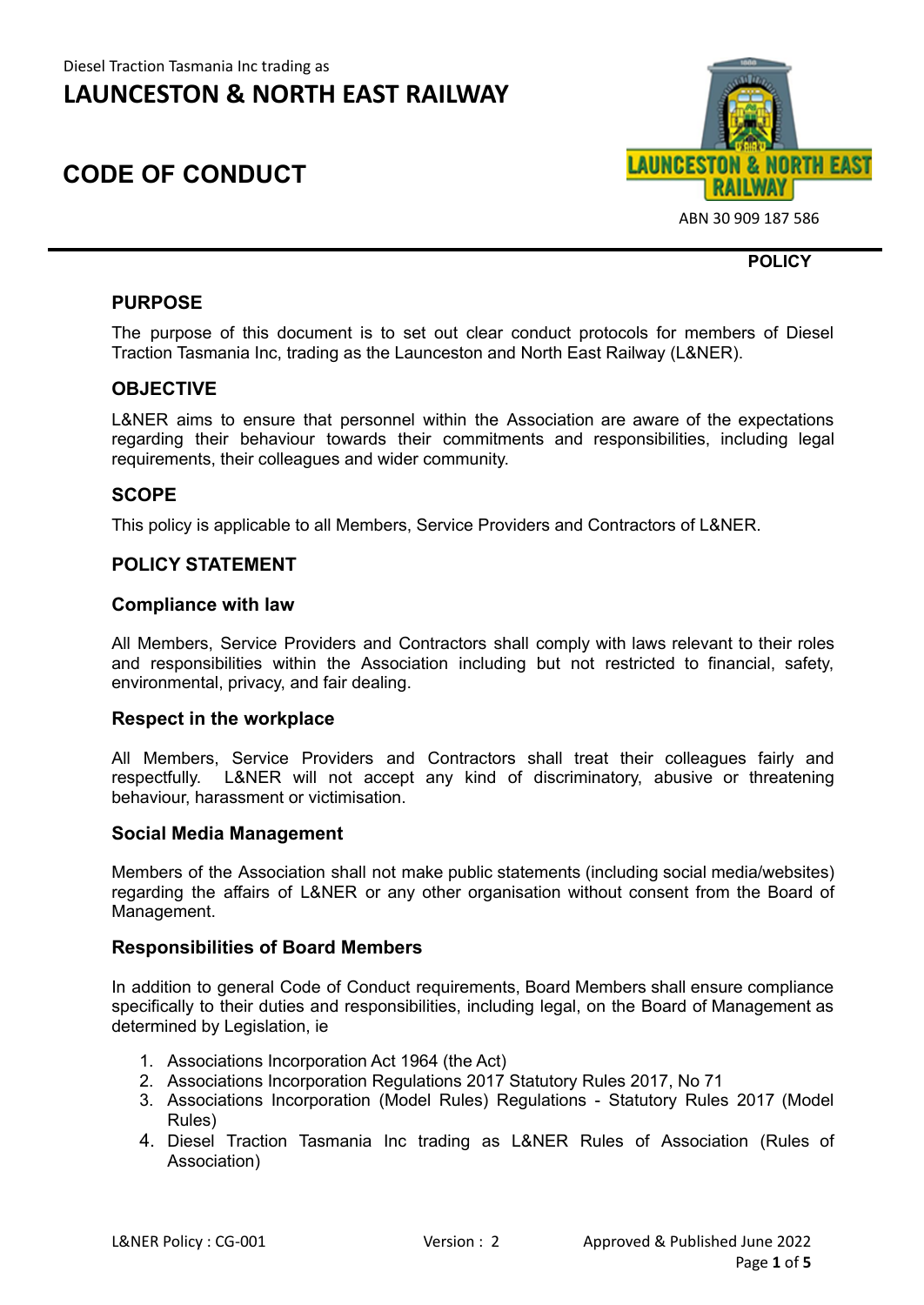Diesel Traction Tasmania Inc trading as

# LAUNCESTON & NORTH EAST RAILWAY

# CODE OF CONDUCT

ABN 30 909 187 586

**POLICY**

## PURPOSE

The purpose of this document is to set out clear conduct protocols for members of Diesel Traction Tasmania Inc, trading as the Launceston and North East Railway (L&NER).

## OBJECTIVE

L&NER aims to ensure that personnel within the Association are aware of the expectations regarding their behaviour towards their commitments and responsibilities, including legal requirements, their colleagues and wider community.

## SCOPE

This policy is applicable to all Members, Service Providers and Contractors of L&NER.

## POLICY STATEMENT

### Compliance with law

All Members, Service Providers and Contractors shall comply with laws relevant to their roles and responsibilities within the Association including but not restricted to financial, safety, environmental, privacy, and fair dealing.

### Respect in the workplace

All Members, Service Providers and Contractors shall treat their colleagues fairly and respectfully. L&NER will not accept any kind of discriminatory, abusive or threatening behaviour, harassment or victimisation.

### Social Media Management

Members of the Association shall not make public statements (including social media/websites) regarding the affairs of L&NER or any other organisation without consent from the Board of Management.

### Responsibilities of Board Members

In addition to general Code of Conduct requirements, Board Members shall ensure compliance specifically to their duties and responsibilities, including legal, on the Board of Management as determined by Legislation, ie

1. Associations Incorporation Act 1964 (the Act)
2. Associations Incorporation Regulations 2017 Statutory Rules 2017, No 71
3. Associations Incorporation (Model Rules) Regulations - Statutory Rules 2017 (Model Rules)
4. Diesel Traction Tasmania Inc trading as L&NER Rules of Association (Rules of Association)

L&NER Policy : CG-001 Version : 2 Approved & Published June 2022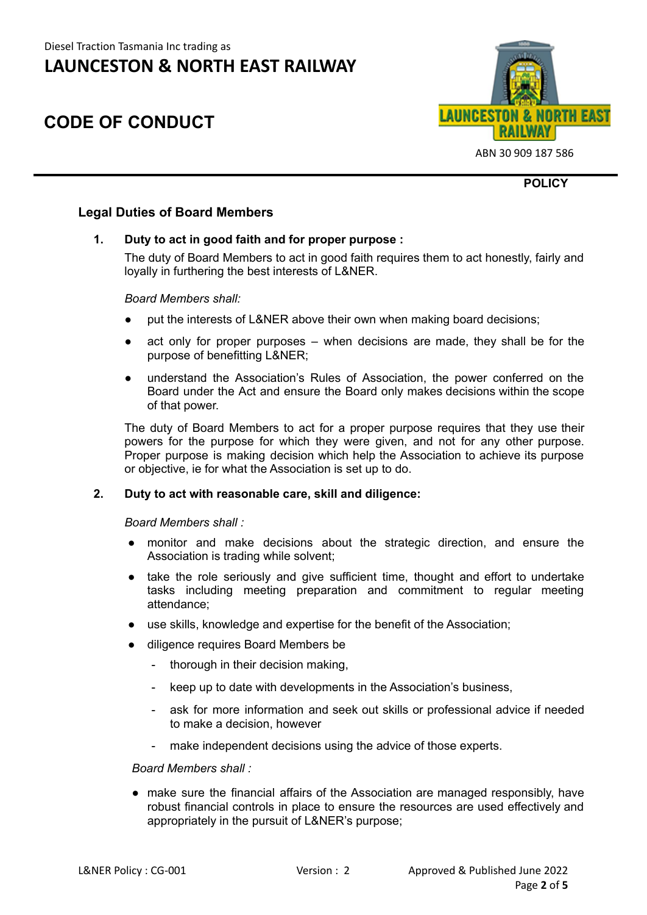## Legal Duties of Board Members

### 1. Duty to act in good faith and for proper purpose :

The duty of Board Members to act in good faith requires them to act honestly, fairly and loyally in furthering the best interests of L&NER.

*Board Members shall:*

- put the interests of L&NER above their own when making board decisions;
- act only for proper purposes – when decisions are made, they shall be for the purpose of benefitting L&NER;
- understand the Association's Rules of Association, the power conferred on the Board under the Act and ensure the Board only makes decisions within the scope of that power.

The duty of Board Members to act for a proper purpose requires that they use their powers for the purpose for which they were given, and not for any other purpose. Proper purpose is making decision which help the Association to achieve its purpose or objective, ie for what the Association is set up to do.

### 2. Duty to act with reasonable care, skill and diligence:

*Board Members shall :*

- monitor and make decisions about the strategic direction, and ensure the Association is trading while solvent;
- take the role seriously and give sufficient time, thought and effort to undertake tasks including meeting preparation and commitment to regular meeting attendance;
- use skills, knowledge and expertise for the benefit of the Association;
- diligence requires Board Members be
  - thorough in their decision making,
  - keep up to date with developments in the Association's business,
  - ask for more information and seek out skills or professional advice if needed to make a decision, however
  - make independent decisions using the advice of those experts.

*Board Members shall :*

- make sure the financial affairs of the Association are managed responsibly, have robust financial controls in place to ensure the resources are used effectively and appropriately in the pursuit of L&NER's purpose;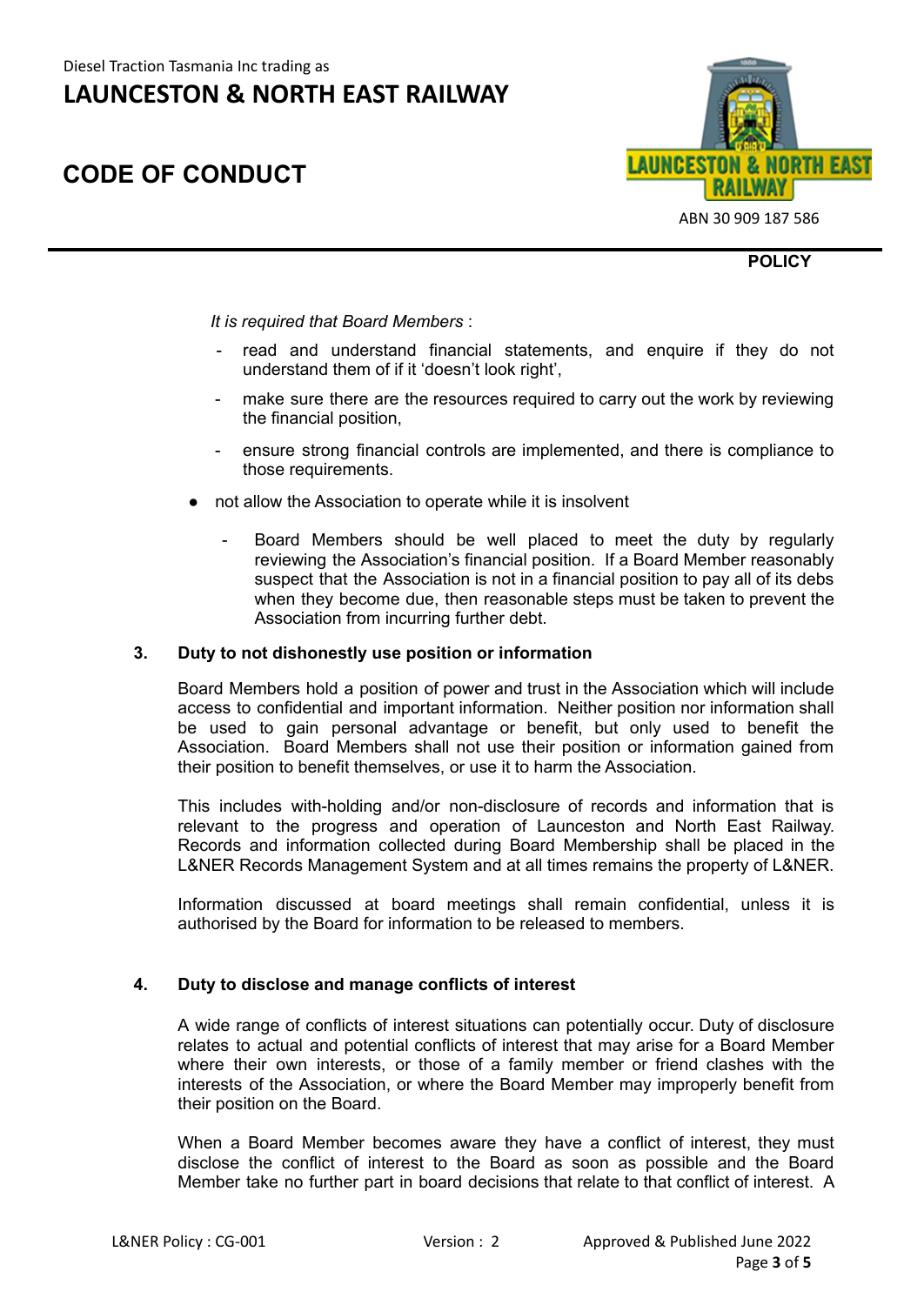*It is required that Board Members* :

- read and understand financial statements, and enquire if they do not understand them of if it 'doesn't look right',
- make sure there are the resources required to carry out the work by reviewing the financial position,
- ensure strong financial controls are implemented, and there is compliance to those requirements.

- not allow the Association to operate while it is insolvent
  - Board Members should be well placed to meet the duty by regularly reviewing the Association's financial position. If a Board Member reasonably suspect that the Association is not in a financial position to pay all of its debs when they become due, then reasonable steps must be taken to prevent the Association from incurring further debt.

### 3. Duty to not dishonestly use position or information

Board Members hold a position of power and trust in the Association which will include access to confidential and important information. Neither position nor information shall be used to gain personal advantage or benefit, but only used to benefit the Association. Board Members shall not use their position or information gained from their position to benefit themselves, or use it to harm the Association.

This includes with-holding and/or non-disclosure of records and information that is relevant to the progress and operation of Launceston and North East Railway. Records and information collected during Board Membership shall be placed in the L&NER Records Management System and at all times remains the property of L&NER.

Information discussed at board meetings shall remain confidential, unless it is authorised by the Board for information to be released to members.

### 4. Duty to disclose and manage conflicts of interest

A wide range of conflicts of interest situations can potentially occur. Duty of disclosure relates to actual and potential conflicts of interest that may arise for a Board Member where their own interests, or those of a family member or friend clashes with the interests of the Association, or where the Board Member may improperly benefit from their position on the Board.

When a Board Member becomes aware they have a conflict of interest, they must disclose the conflict of interest to the Board as soon as possible and the Board Member take no further part in board decisions that relate to that conflict of interest. A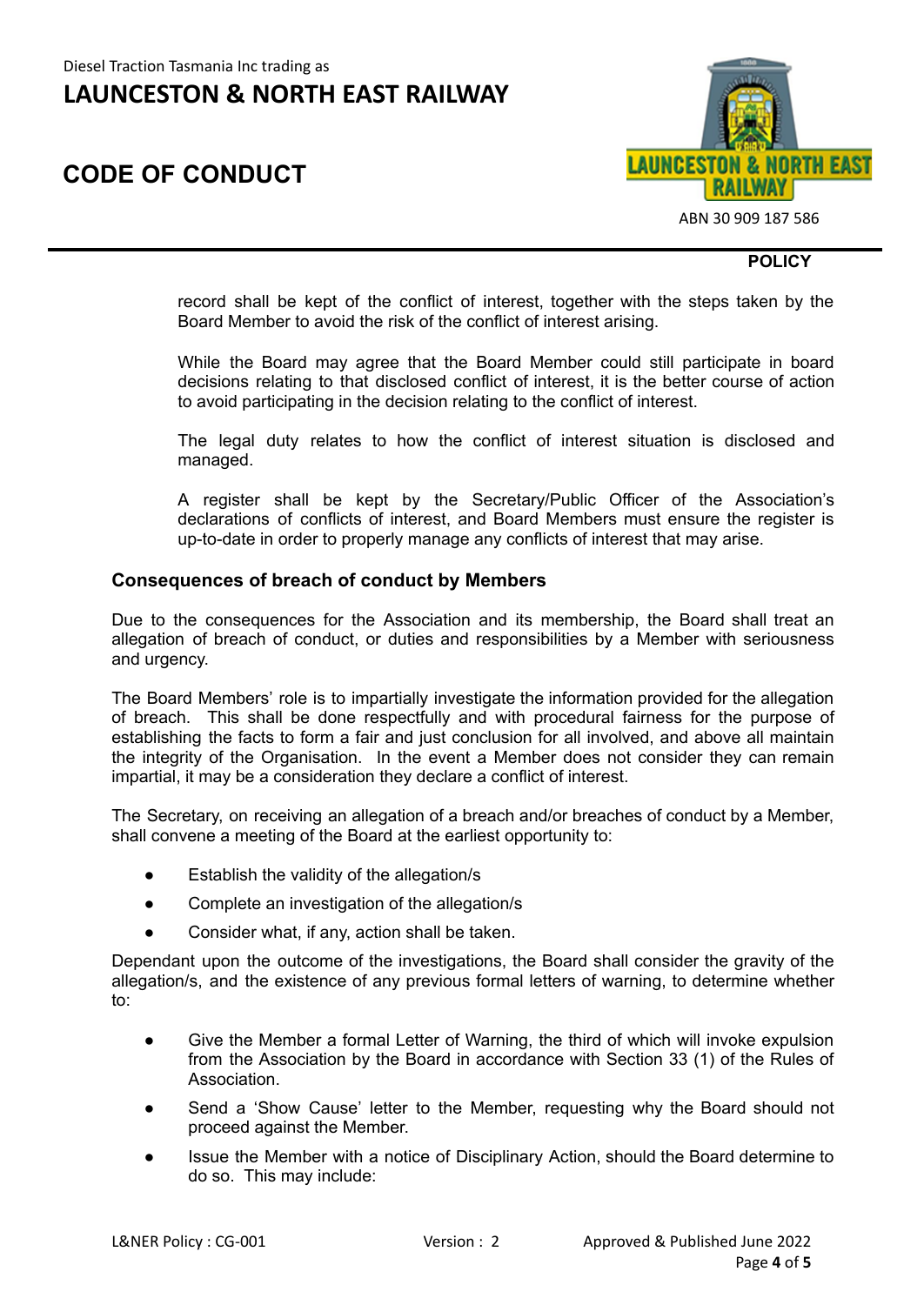record shall be kept of the conflict of interest, together with the steps taken by the Board Member to avoid the risk of the conflict of interest arising.

While the Board may agree that the Board Member could still participate in board decisions relating to that disclosed conflict of interest, it is the better course of action to avoid participating in the decision relating to the conflict of interest.

The legal duty relates to how the conflict of interest situation is disclosed and managed.

A register shall be kept by the Secretary/Public Officer of the Association's declarations of conflicts of interest, and Board Members must ensure the register is up-to-date in order to properly manage any conflicts of interest that may arise.

### Consequences of breach of conduct by Members

Due to the consequences for the Association and its membership, the Board shall treat an allegation of breach of conduct, or duties and responsibilities by a Member with seriousness and urgency.

The Board Members' role is to impartially investigate the information provided for the allegation of breach. This shall be done respectfully and with procedural fairness for the purpose of establishing the facts to form a fair and just conclusion for all involved, and above all maintain the integrity of the Organisation. In the event a Member does not consider they can remain impartial, it may be a consideration they declare a conflict of interest.

The Secretary, on receiving an allegation of a breach and/or breaches of conduct by a Member, shall convene a meeting of the Board at the earliest opportunity to:

- Establish the validity of the allegation/s
- Complete an investigation of the allegation/s
- Consider what, if any, action shall be taken.

Dependant upon the outcome of the investigations, the Board shall consider the gravity of the allegation/s, and the existence of any previous formal letters of warning, to determine whether to:

- Give the Member a formal Letter of Warning, the third of which will invoke expulsion from the Association by the Board in accordance with Section 33 (1) of the Rules of Association.
- Send a 'Show Cause' letter to the Member, requesting why the Board should not proceed against the Member.
- Issue the Member with a notice of Disciplinary Action, should the Board determine to do so. This may include: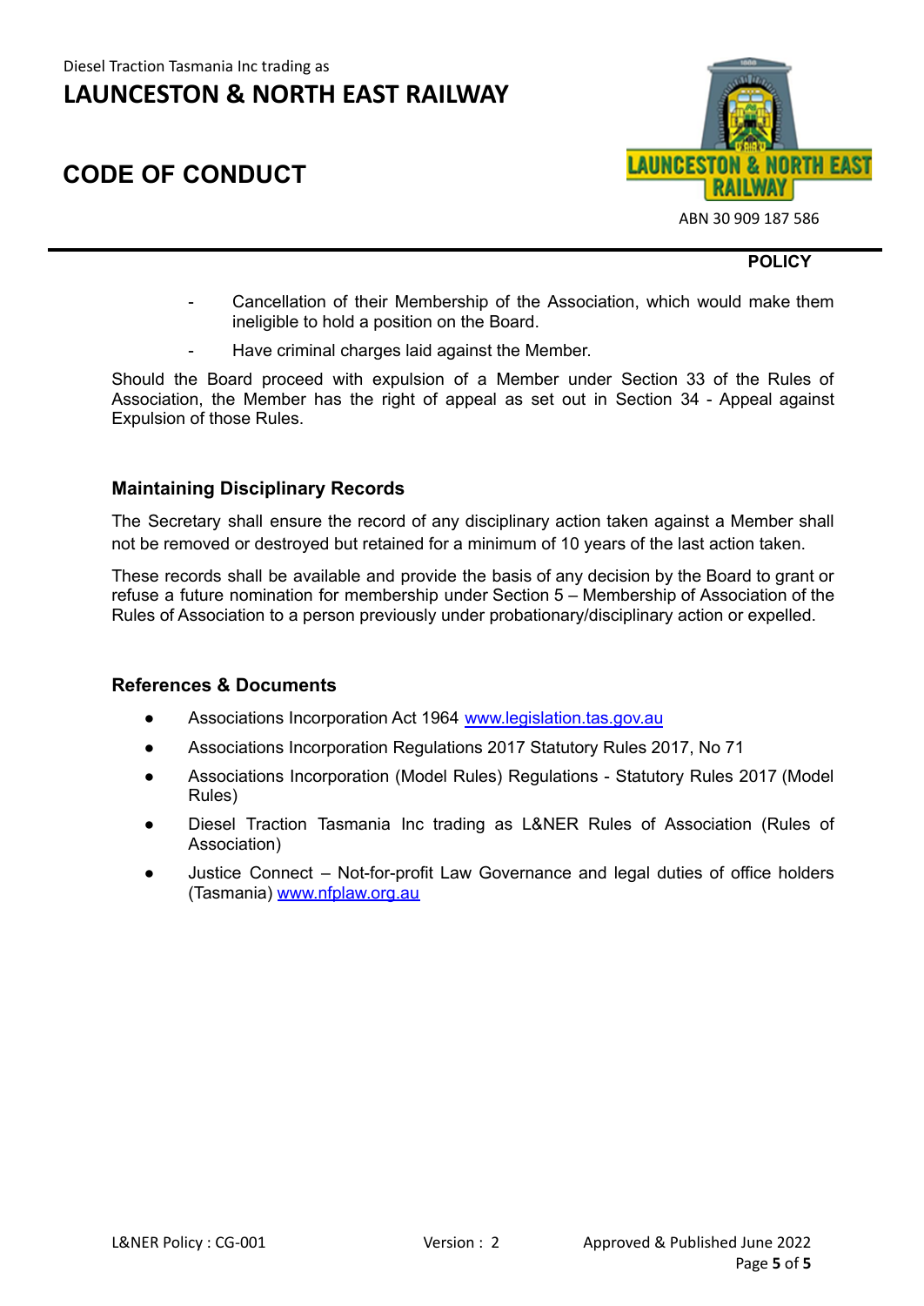- Cancellation of their Membership of the Association, which would make them ineligible to hold a position on the Board.
- Have criminal charges laid against the Member.

Should the Board proceed with expulsion of a Member under Section 33 of the Rules of Association, the Member has the right of appeal as set out in Section 34 - Appeal against Expulsion of those Rules.

### Maintaining Disciplinary Records

The Secretary shall ensure the record of any disciplinary action taken against a Member shall not be removed or destroyed but retained for a minimum of 10 years of the last action taken.

These records shall be available and provide the basis of any decision by the Board to grant or refuse a future nomination for membership under Section 5 – Membership of Association of the Rules of Association to a person previously under probationary/disciplinary action or expelled.

### References & Documents

- Associations Incorporation Act 1964 www.legislation.tas.gov.au
- Associations Incorporation Regulations 2017 Statutory Rules 2017, No 71
- Associations Incorporation (Model Rules) Regulations - Statutory Rules 2017 (Model Rules)
- Diesel Traction Tasmania Inc trading as L&NER Rules of Association (Rules of Association)
- Justice Connect – Not-for-profit Law Governance and legal duties of office holders (Tasmania) www.nfplaw.org.au